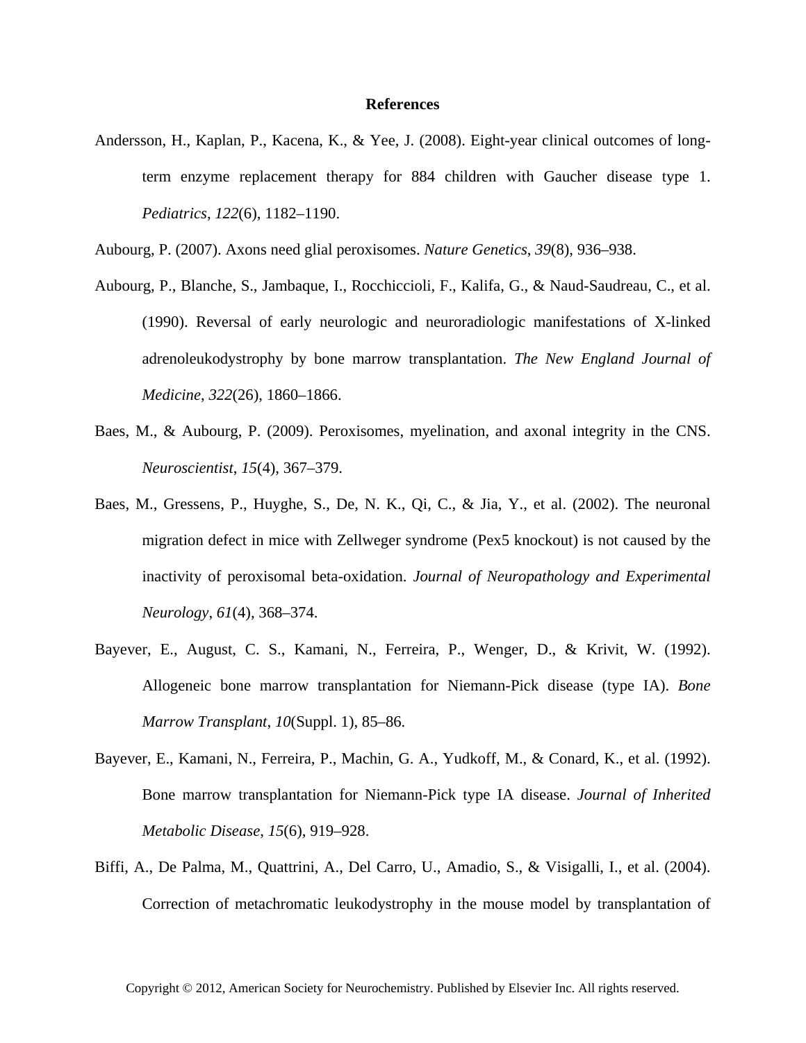# References

Andersson, H., Kaplan, P., Kacena, K., & Yee, J. (2008). Eight-year clinical outcomes of long-term enzyme replacement therapy for 884 children with Gaucher disease type 1. *Pediatrics*, *122*(6), 1182–1190.

Aubourg, P. (2007). Axons need glial peroxisomes. *Nature Genetics*, *39*(8), 936–938.

Aubourg, P., Blanche, S., Jambaque, I., Rocchiccioli, F., Kalifa, G., & Naud-Saudreau, C., et al. (1990). Reversal of early neurologic and neuroradiologic manifestations of X-linked adrenoleukodystrophy by bone marrow transplantation. *The New England Journal of Medicine*, *322*(26), 1860–1866.

Baes, M., & Aubourg, P. (2009). Peroxisomes, myelination, and axonal integrity in the CNS. *Neuroscientist*, *15*(4), 367–379.

Baes, M., Gressens, P., Huyghe, S., De, N. K., Qi, C., & Jia, Y., et al. (2002). The neuronal migration defect in mice with Zellweger syndrome (Pex5 knockout) is not caused by the inactivity of peroxisomal beta-oxidation. *Journal of Neuropathology and Experimental Neurology*, *61*(4), 368–374.

Bayever, E., August, C. S., Kamani, N., Ferreira, P., Wenger, D., & Krivit, W. (1992). Allogeneic bone marrow transplantation for Niemann-Pick disease (type IA). *Bone Marrow Transplant*, *10*(Suppl. 1), 85–86.

Bayever, E., Kamani, N., Ferreira, P., Machin, G. A., Yudkoff, M., & Conard, K., et al. (1992). Bone marrow transplantation for Niemann-Pick type IA disease. *Journal of Inherited Metabolic Disease*, *15*(6), 919–928.

Biffi, A., De Palma, M., Quattrini, A., Del Carro, U., Amadio, S., & Visigalli, I., et al. (2004). Correction of metachromatic leukodystrophy in the mouse model by transplantation of

Copyright © 2012, American Society for Neurochemistry. Published by Elsevier Inc. All rights reserved.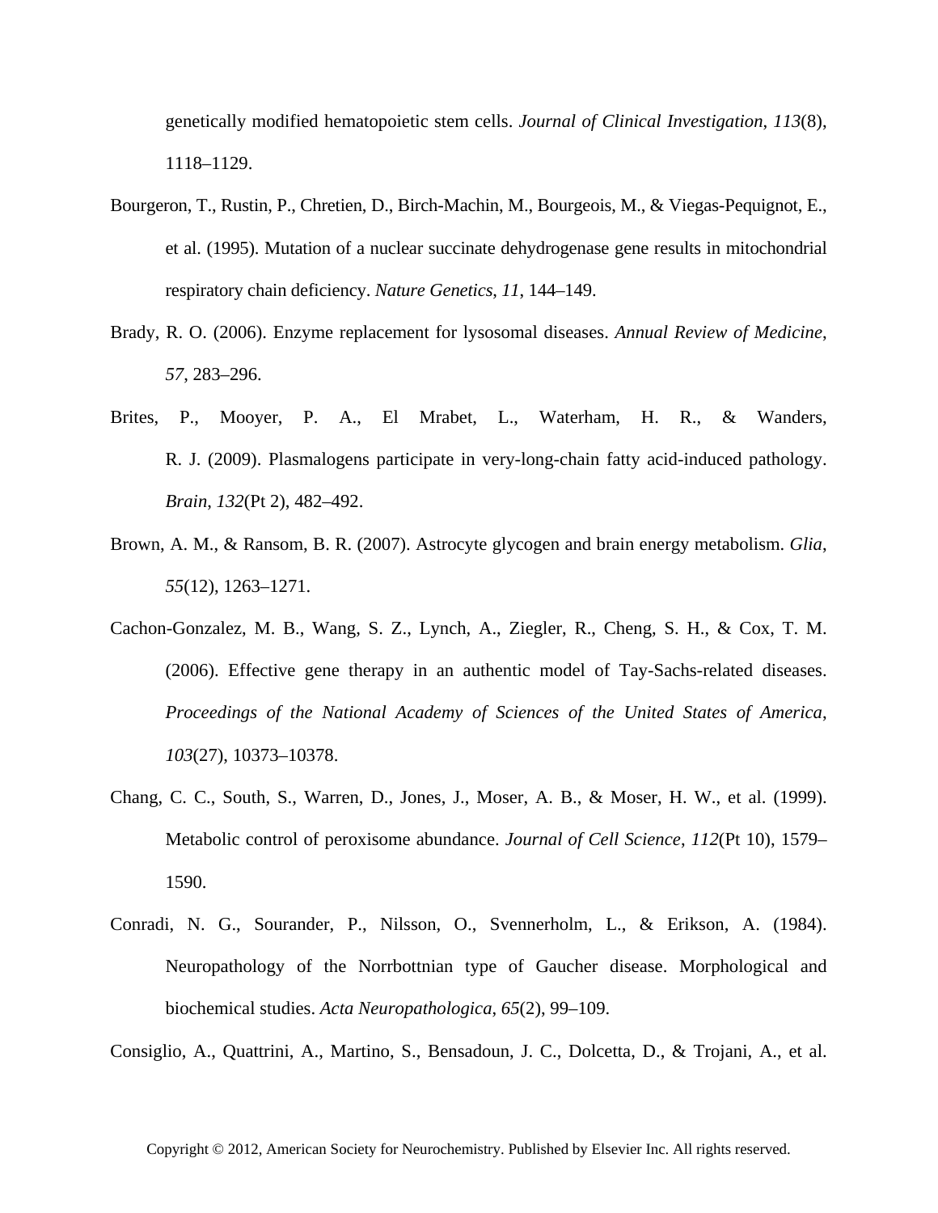genetically modified hematopoietic stem cells. *Journal of Clinical Investigation*, *113*(8), 1118–1129.

Bourgeron, T., Rustin, P., Chretien, D., Birch-Machin, M., Bourgeois, M., & Viegas-Pequignot, E., et al. (1995). Mutation of a nuclear succinate dehydrogenase gene results in mitochondrial respiratory chain deficiency. *Nature Genetics*, *11*, 144–149.

Brady, R. O. (2006). Enzyme replacement for lysosomal diseases. *Annual Review of Medicine*, *57*, 283–296.

Brites, P., Mooyer, P. A., El Mrabet, L., Waterham, H. R., & Wanders, R. J. (2009). Plasmalogens participate in very-long-chain fatty acid-induced pathology. *Brain*, *132*(Pt 2), 482–492.

Brown, A. M., & Ransom, B. R. (2007). Astrocyte glycogen and brain energy metabolism. *Glia*, *55*(12), 1263–1271.

Cachon-Gonzalez, M. B., Wang, S. Z., Lynch, A., Ziegler, R., Cheng, S. H., & Cox, T. M. (2006). Effective gene therapy in an authentic model of Tay-Sachs-related diseases. *Proceedings of the National Academy of Sciences of the United States of America*, *103*(27), 10373–10378.

Chang, C. C., South, S., Warren, D., Jones, J., Moser, A. B., & Moser, H. W., et al. (1999). Metabolic control of peroxisome abundance. *Journal of Cell Science*, *112*(Pt 10), 1579–1590.

Conradi, N. G., Sourander, P., Nilsson, O., Svennerholm, L., & Erikson, A. (1984). Neuropathology of the Norrbottnian type of Gaucher disease. Morphological and biochemical studies. *Acta Neuropathologica*, *65*(2), 99–109.

Consiglio, A., Quattrini, A., Martino, S., Bensadoun, J. C., Dolcetta, D., & Trojani, A., et al.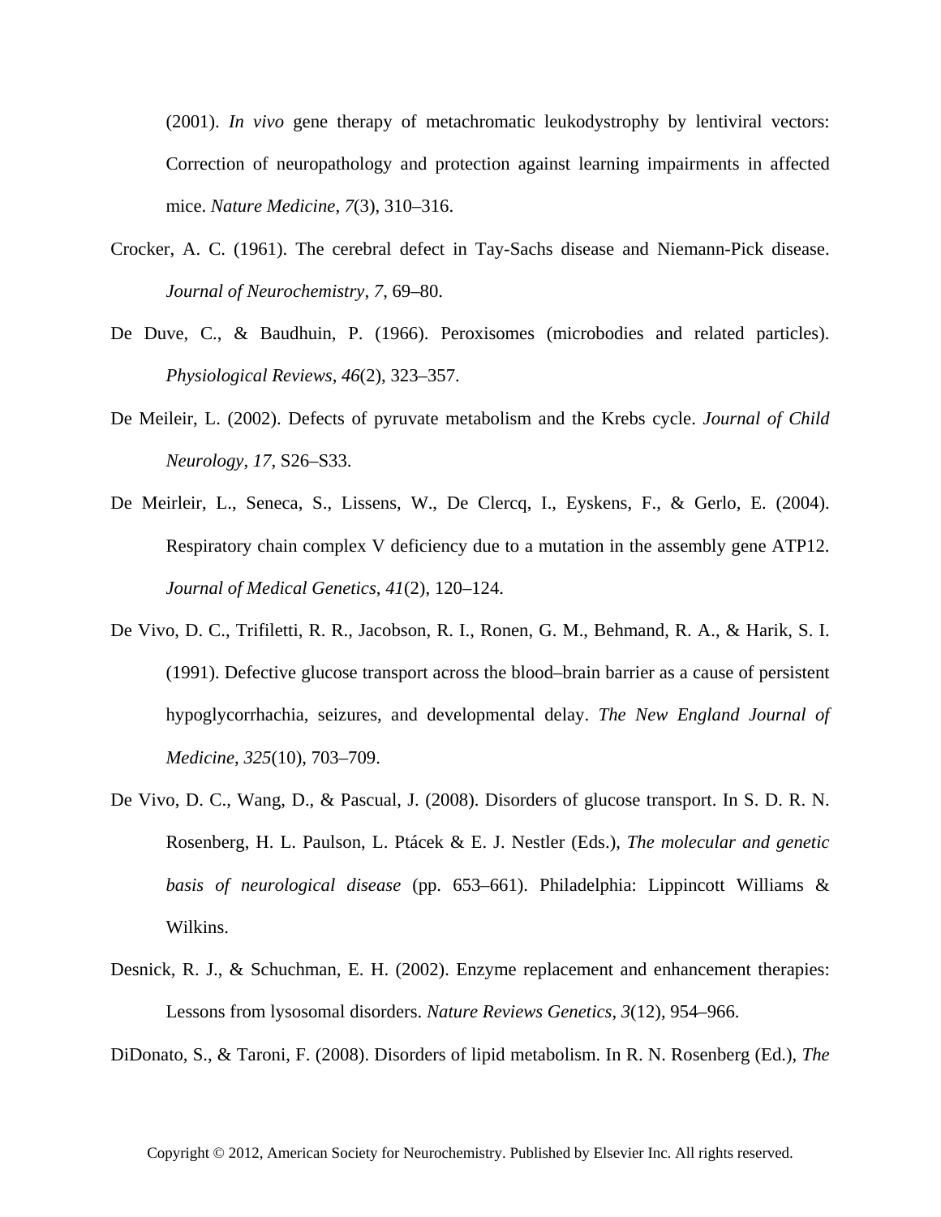(2001). *In vivo* gene therapy of metachromatic leukodystrophy by lentiviral vectors: Correction of neuropathology and protection against learning impairments in affected mice. *Nature Medicine*, *7*(3), 310–316.

Crocker, A. C. (1961). The cerebral defect in Tay-Sachs disease and Niemann-Pick disease. *Journal of Neurochemistry*, *7*, 69–80.

De Duve, C., & Baudhuin, P. (1966). Peroxisomes (microbodies and related particles). *Physiological Reviews*, *46*(2), 323–357.

De Meileir, L. (2002). Defects of pyruvate metabolism and the Krebs cycle. *Journal of Child Neurology*, *17*, S26–S33.

De Meirleir, L., Seneca, S., Lissens, W., De Clercq, I., Eyskens, F., & Gerlo, E. (2004). Respiratory chain complex V deficiency due to a mutation in the assembly gene ATP12. *Journal of Medical Genetics*, *41*(2), 120–124.

De Vivo, D. C., Trifiletti, R. R., Jacobson, R. I., Ronen, G. M., Behmand, R. A., & Harik, S. I. (1991). Defective glucose transport across the blood–brain barrier as a cause of persistent hypoglycorrhachia, seizures, and developmental delay. *The New England Journal of Medicine*, *325*(10), 703–709.

De Vivo, D. C., Wang, D., & Pascual, J. (2008). Disorders of glucose transport. In S. D. R. N. Rosenberg, H. L. Paulson, L. Ptácek & E. J. Nestler (Eds.), *The molecular and genetic basis of neurological disease* (pp. 653–661). Philadelphia: Lippincott Williams & Wilkins.

Desnick, R. J., & Schuchman, E. H. (2002). Enzyme replacement and enhancement therapies: Lessons from lysosomal disorders. *Nature Reviews Genetics*, *3*(12), 954–966.

DiDonato, S., & Taroni, F. (2008). Disorders of lipid metabolism. In R. N. Rosenberg (Ed.), *The*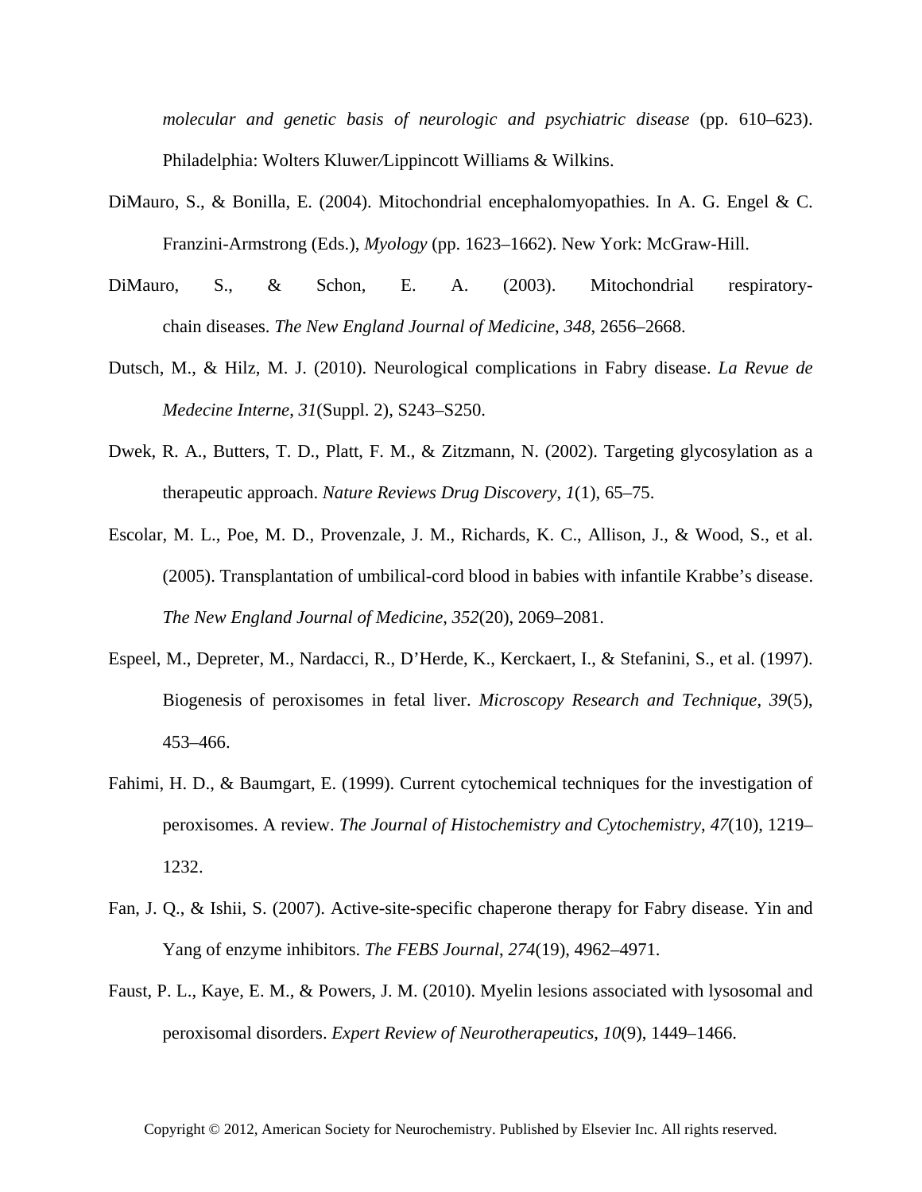*molecular and genetic basis of neurologic and psychiatric disease* (pp. 610–623). Philadelphia: Wolters Kluwer/Lippincott Williams & Wilkins.

DiMauro, S., & Bonilla, E. (2004). Mitochondrial encephalomyopathies. In A. G. Engel & C. Franzini-Armstrong (Eds.), *Myology* (pp. 1623–1662). New York: McGraw-Hill.

DiMauro, S., & Schon, E. A. (2003). Mitochondrial respiratory-chain diseases. *The New England Journal of Medicine*, *348*, 2656–2668.

Dutsch, M., & Hilz, M. J. (2010). Neurological complications in Fabry disease. *La Revue de Medecine Interne*, *31*(Suppl. 2), S243–S250.

Dwek, R. A., Butters, T. D., Platt, F. M., & Zitzmann, N. (2002). Targeting glycosylation as a therapeutic approach. *Nature Reviews Drug Discovery*, *1*(1), 65–75.

Escolar, M. L., Poe, M. D., Provenzale, J. M., Richards, K. C., Allison, J., & Wood, S., et al. (2005). Transplantation of umbilical-cord blood in babies with infantile Krabbe's disease. *The New England Journal of Medicine*, *352*(20), 2069–2081.

Espeel, M., Depreter, M., Nardacci, R., D'Herde, K., Kerckaert, I., & Stefanini, S., et al. (1997). Biogenesis of peroxisomes in fetal liver. *Microscopy Research and Technique*, *39*(5), 453–466.

Fahimi, H. D., & Baumgart, E. (1999). Current cytochemical techniques for the investigation of peroxisomes. A review. *The Journal of Histochemistry and Cytochemistry*, *47*(10), 1219–1232.

Fan, J. Q., & Ishii, S. (2007). Active-site-specific chaperone therapy for Fabry disease. Yin and Yang of enzyme inhibitors. *The FEBS Journal*, *274*(19), 4962–4971.

Faust, P. L., Kaye, E. M., & Powers, J. M. (2010). Myelin lesions associated with lysosomal and peroxisomal disorders. *Expert Review of Neurotherapeutics*, *10*(9), 1449–1466.

Copyright © 2012, American Society for Neurochemistry. Published by Elsevier Inc. All rights reserved.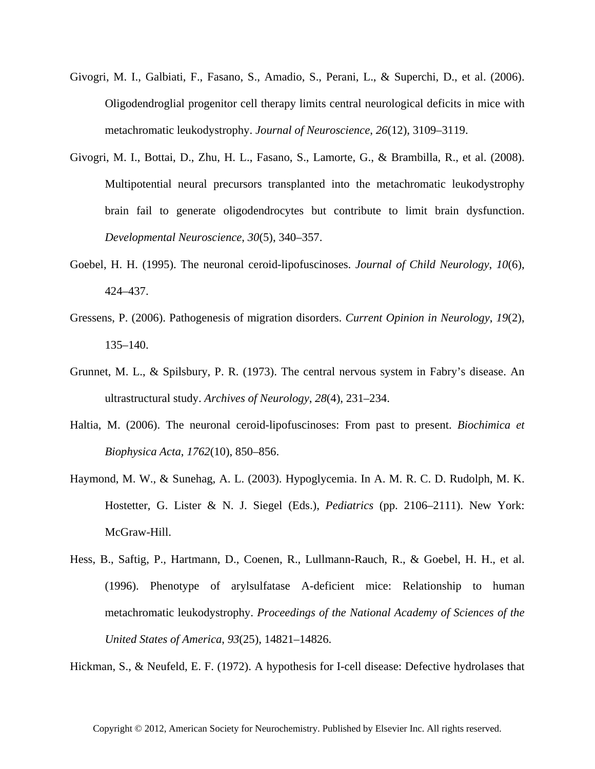Givogri, M. I., Galbiati, F., Fasano, S., Amadio, S., Perani, L., & Superchi, D., et al. (2006). Oligodendroglial progenitor cell therapy limits central neurological deficits in mice with metachromatic leukodystrophy. *Journal of Neuroscience*, *26*(12), 3109–3119.

Givogri, M. I., Bottai, D., Zhu, H. L., Fasano, S., Lamorte, G., & Brambilla, R., et al. (2008). Multipotential neural precursors transplanted into the metachromatic leukodystrophy brain fail to generate oligodendrocytes but contribute to limit brain dysfunction. *Developmental Neuroscience*, *30*(5), 340–357.

Goebel, H. H. (1995). The neuronal ceroid-lipofuscinoses. *Journal of Child Neurology*, *10*(6), 424–437.

Gressens, P. (2006). Pathogenesis of migration disorders. *Current Opinion in Neurology*, *19*(2), 135–140.

Grunnet, M. L., & Spilsbury, P. R. (1973). The central nervous system in Fabry's disease. An ultrastructural study. *Archives of Neurology*, *28*(4), 231–234.

Haltia, M. (2006). The neuronal ceroid-lipofuscinoses: From past to present. *Biochimica et Biophysica Acta*, *1762*(10), 850–856.

Haymond, M. W., & Sunehag, A. L. (2003). Hypoglycemia. In A. M. R. C. D. Rudolph, M. K. Hostetter, G. Lister & N. J. Siegel (Eds.), *Pediatrics* (pp. 2106–2111). New York: McGraw-Hill.

Hess, B., Saftig, P., Hartmann, D., Coenen, R., Lullmann-Rauch, R., & Goebel, H. H., et al. (1996). Phenotype of arylsulfatase A-deficient mice: Relationship to human metachromatic leukodystrophy. *Proceedings of the National Academy of Sciences of the United States of America*, *93*(25), 14821–14826.

Hickman, S., & Neufeld, E. F. (1972). A hypothesis for I-cell disease: Defective hydrolases that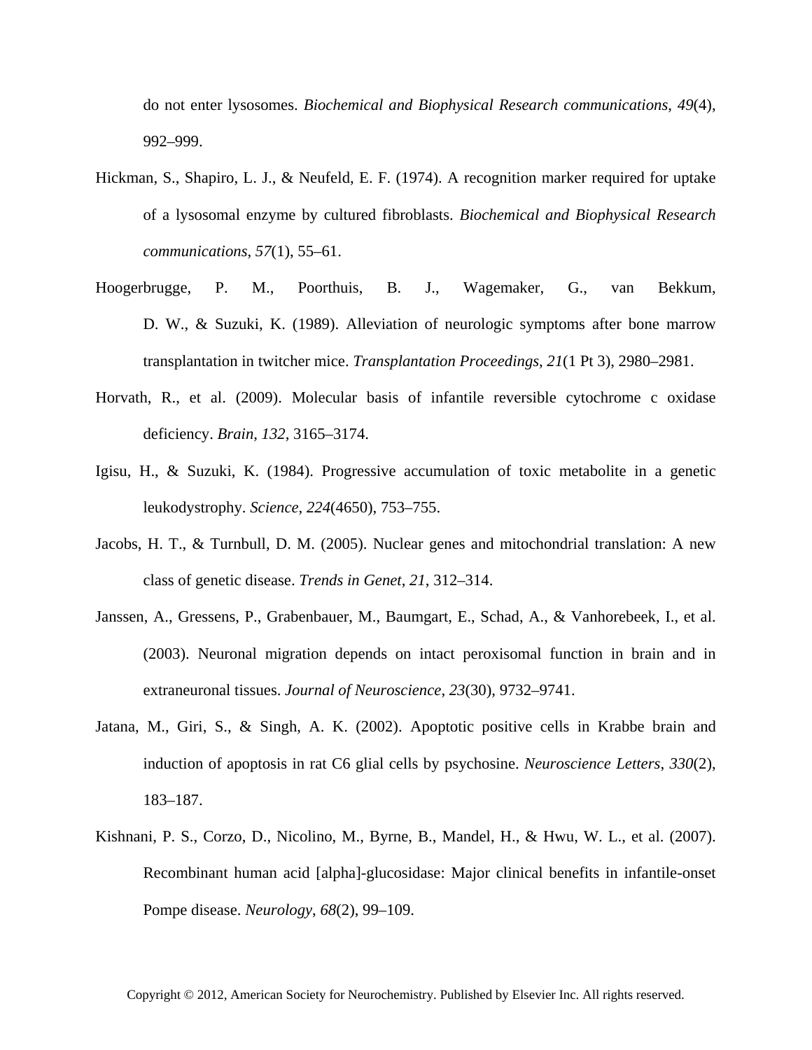do not enter lysosomes. *Biochemical and Biophysical Research communications*, *49*(4), 992–999.

Hickman, S., Shapiro, L. J., & Neufeld, E. F. (1974). A recognition marker required for uptake of a lysosomal enzyme by cultured fibroblasts. *Biochemical and Biophysical Research communications*, *57*(1), 55–61.

Hoogerbrugge, P. M., Poorthuis, B. J., Wagemaker, G., van Bekkum, D. W., & Suzuki, K. (1989). Alleviation of neurologic symptoms after bone marrow transplantation in twitcher mice. *Transplantation Proceedings*, *21*(1 Pt 3), 2980–2981.

Horvath, R., et al. (2009). Molecular basis of infantile reversible cytochrome c oxidase deficiency. *Brain*, *132*, 3165–3174.

Igisu, H., & Suzuki, K. (1984). Progressive accumulation of toxic metabolite in a genetic leukodystrophy. *Science*, *224*(4650), 753–755.

Jacobs, H. T., & Turnbull, D. M. (2005). Nuclear genes and mitochondrial translation: A new class of genetic disease. *Trends in Genet*, *21*, 312–314.

Janssen, A., Gressens, P., Grabenbauer, M., Baumgart, E., Schad, A., & Vanhorebeek, I., et al. (2003). Neuronal migration depends on intact peroxisomal function in brain and in extraneuronal tissues. *Journal of Neuroscience*, *23*(30), 9732–9741.

Jatana, M., Giri, S., & Singh, A. K. (2002). Apoptotic positive cells in Krabbe brain and induction of apoptosis in rat C6 glial cells by psychosine. *Neuroscience Letters*, *330*(2), 183–187.

Kishnani, P. S., Corzo, D., Nicolino, M., Byrne, B., Mandel, H., & Hwu, W. L., et al. (2007). Recombinant human acid [alpha]-glucosidase: Major clinical benefits in infantile-onset Pompe disease. *Neurology*, *68*(2), 99–109.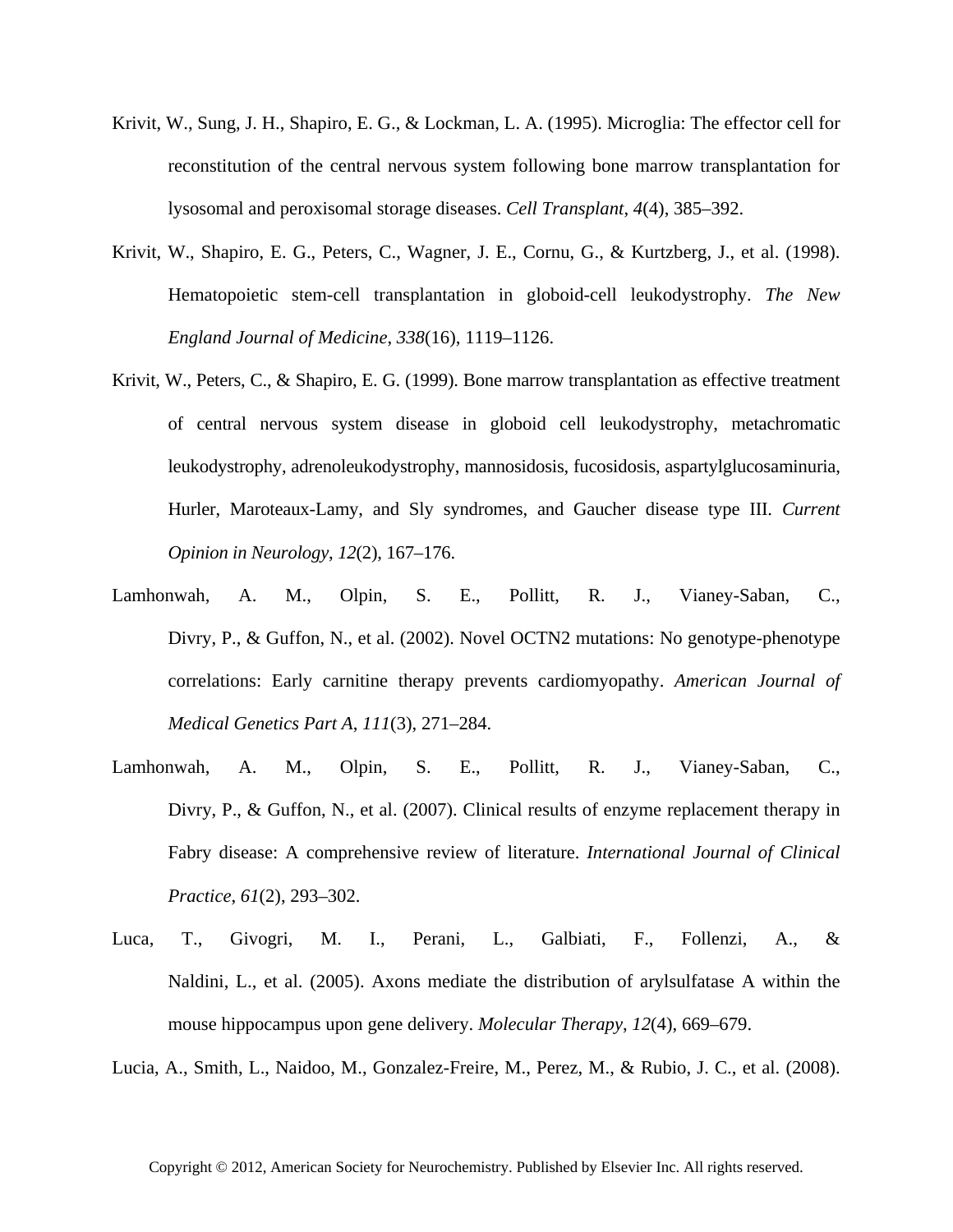Krivit, W., Sung, J. H., Shapiro, E. G., & Lockman, L. A. (1995). Microglia: The effector cell for reconstitution of the central nervous system following bone marrow transplantation for lysosomal and peroxisomal storage diseases. *Cell Transplant*, *4*(4), 385–392.

Krivit, W., Shapiro, E. G., Peters, C., Wagner, J. E., Cornu, G., & Kurtzberg, J., et al. (1998). Hematopoietic stem-cell transplantation in globoid-cell leukodystrophy. *The New England Journal of Medicine*, *338*(16), 1119–1126.

Krivit, W., Peters, C., & Shapiro, E. G. (1999). Bone marrow transplantation as effective treatment of central nervous system disease in globoid cell leukodystrophy, metachromatic leukodystrophy, adrenoleukodystrophy, mannosidosis, fucosidosis, aspartylglucosaminuria, Hurler, Maroteaux-Lamy, and Sly syndromes, and Gaucher disease type III. *Current Opinion in Neurology*, *12*(2), 167–176.

Lamhonwah, A. M., Olpin, S. E., Pollitt, R. J., Vianey-Saban, C., Divry, P., & Guffon, N., et al. (2002). Novel OCTN2 mutations: No genotype-phenotype correlations: Early carnitine therapy prevents cardiomyopathy. *American Journal of Medical Genetics Part A*, *111*(3), 271–284.

Lamhonwah, A. M., Olpin, S. E., Pollitt, R. J., Vianey-Saban, C., Divry, P., & Guffon, N., et al. (2007). Clinical results of enzyme replacement therapy in Fabry disease: A comprehensive review of literature. *International Journal of Clinical Practice*, *61*(2), 293–302.

Luca, T., Givogri, M. I., Perani, L., Galbiati, F., Follenzi, A., & Naldini, L., et al. (2005). Axons mediate the distribution of arylsulfatase A within the mouse hippocampus upon gene delivery. *Molecular Therapy*, *12*(4), 669–679.

Lucia, A., Smith, L., Naidoo, M., Gonzalez-Freire, M., Perez, M., & Rubio, J. C., et al. (2008).

Copyright © 2012, American Society for Neurochemistry. Published by Elsevier Inc. All rights reserved.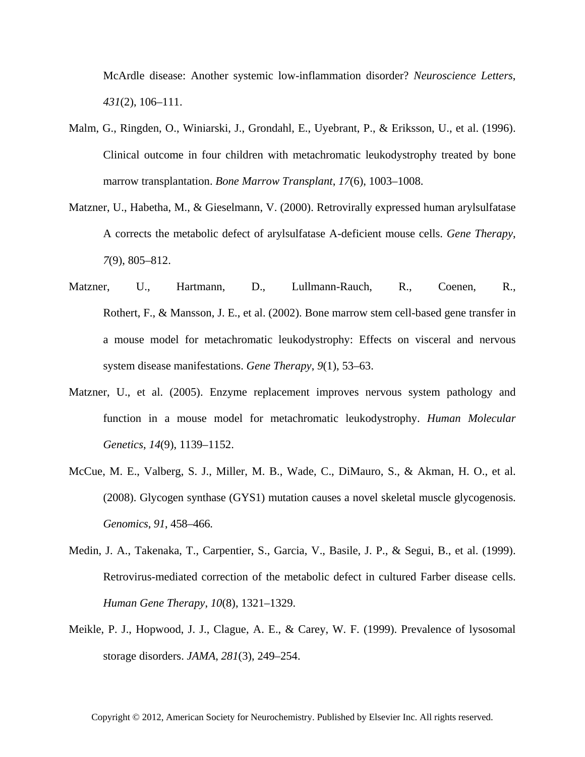McArdle disease: Another systemic low-inflammation disorder? *Neuroscience Letters*, *431*(2), 106–111.

Malm, G., Ringden, O., Winiarski, J., Grondahl, E., Uyebrant, P., & Eriksson, U., et al. (1996). Clinical outcome in four children with metachromatic leukodystrophy treated by bone marrow transplantation. *Bone Marrow Transplant*, *17*(6), 1003–1008.

Matzner, U., Habetha, M., & Gieselmann, V. (2000). Retrovirally expressed human arylsulfatase A corrects the metabolic defect of arylsulfatase A-deficient mouse cells. *Gene Therapy*, *7*(9), 805–812.

Matzner, U., Hartmann, D., Lullmann-Rauch, R., Coenen, R., Rothert, F., & Mansson, J. E., et al. (2002). Bone marrow stem cell-based gene transfer in a mouse model for metachromatic leukodystrophy: Effects on visceral and nervous system disease manifestations. *Gene Therapy*, *9*(1), 53–63.

Matzner, U., et al. (2005). Enzyme replacement improves nervous system pathology and function in a mouse model for metachromatic leukodystrophy. *Human Molecular Genetics*, *14*(9), 1139–1152.

McCue, M. E., Valberg, S. J., Miller, M. B., Wade, C., DiMauro, S., & Akman, H. O., et al. (2008). Glycogen synthase (GYS1) mutation causes a novel skeletal muscle glycogenosis. *Genomics*, *91*, 458–466.

Medin, J. A., Takenaka, T., Carpentier, S., Garcia, V., Basile, J. P., & Segui, B., et al. (1999). Retrovirus-mediated correction of the metabolic defect in cultured Farber disease cells. *Human Gene Therapy*, *10*(8), 1321–1329.

Meikle, P. J., Hopwood, J. J., Clague, A. E., & Carey, W. F. (1999). Prevalence of lysosomal storage disorders. *JAMA*, *281*(3), 249–254.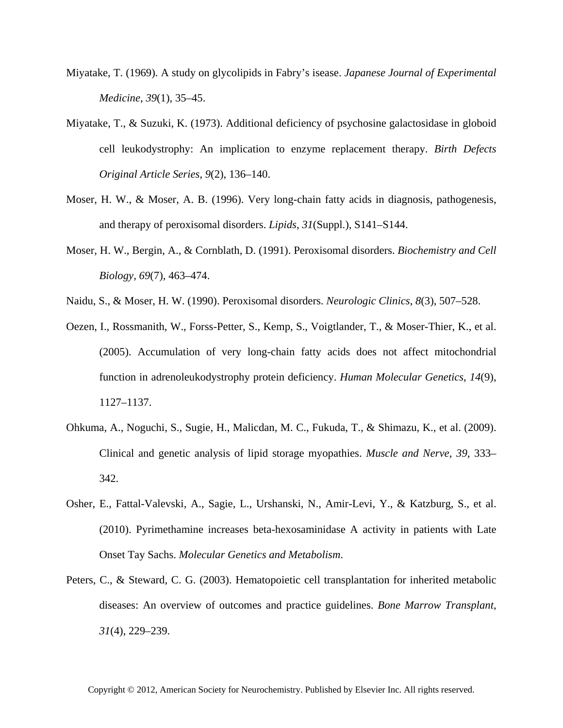Miyatake, T. (1969). A study on glycolipids in Fabry's isease. *Japanese Journal of Experimental Medicine*, *39*(1), 35–45.

Miyatake, T., & Suzuki, K. (1973). Additional deficiency of psychosine galactosidase in globoid cell leukodystrophy: An implication to enzyme replacement therapy. *Birth Defects Original Article Series*, *9*(2), 136–140.

Moser, H. W., & Moser, A. B. (1996). Very long-chain fatty acids in diagnosis, pathogenesis, and therapy of peroxisomal disorders. *Lipids*, *31*(Suppl.), S141–S144.

Moser, H. W., Bergin, A., & Cornblath, D. (1991). Peroxisomal disorders. *Biochemistry and Cell Biology*, *69*(7), 463–474.

Naidu, S., & Moser, H. W. (1990). Peroxisomal disorders. *Neurologic Clinics*, *8*(3), 507–528.

Oezen, I., Rossmanith, W., Forss-Petter, S., Kemp, S., Voigtlander, T., & Moser-Thier, K., et al. (2005). Accumulation of very long-chain fatty acids does not affect mitochondrial function in adrenoleukodystrophy protein deficiency. *Human Molecular Genetics*, *14*(9), 1127–1137.

Ohkuma, A., Noguchi, S., Sugie, H., Malicdan, M. C., Fukuda, T., & Shimazu, K., et al. (2009). Clinical and genetic analysis of lipid storage myopathies. *Muscle and Nerve*, *39*, 333–342.

Osher, E., Fattal-Valevski, A., Sagie, L., Urshanski, N., Amir-Levi, Y., & Katzburg, S., et al. (2010). Pyrimethamine increases beta-hexosaminidase A activity in patients with Late Onset Tay Sachs. *Molecular Genetics and Metabolism*.

Peters, C., & Steward, C. G. (2003). Hematopoietic cell transplantation for inherited metabolic diseases: An overview of outcomes and practice guidelines. *Bone Marrow Transplant*, *31*(4), 229–239.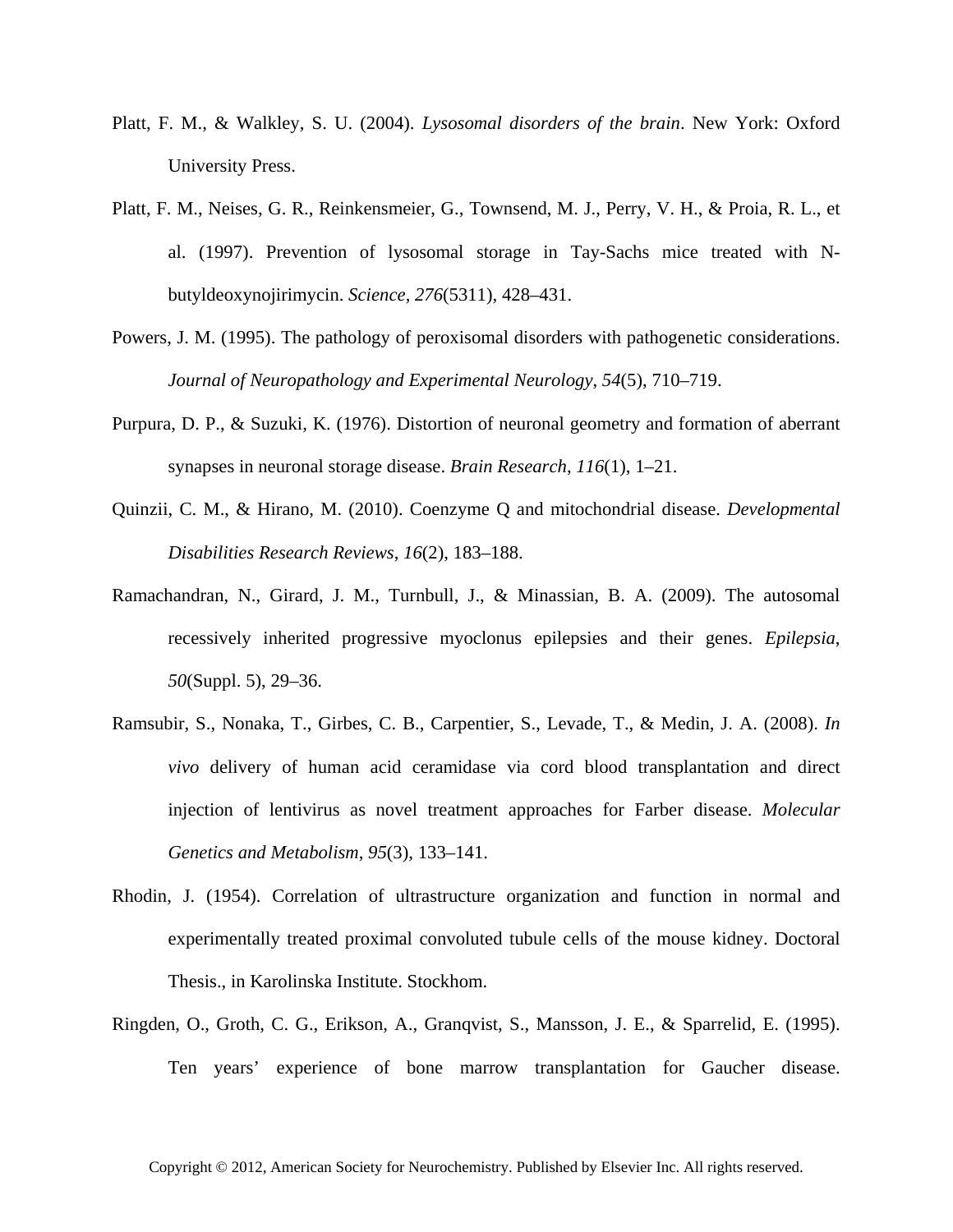Platt, F. M., & Walkley, S. U. (2004). *Lysosomal disorders of the brain*. New York: Oxford University Press.

Platt, F. M., Neises, G. R., Reinkensmeier, G., Townsend, M. J., Perry, V. H., & Proia, R. L., et al. (1997). Prevention of lysosomal storage in Tay-Sachs mice treated with N-butyldeoxynojirimycin. *Science*, *276*(5311), 428–431.

Powers, J. M. (1995). The pathology of peroxisomal disorders with pathogenetic considerations. *Journal of Neuropathology and Experimental Neurology*, *54*(5), 710–719.

Purpura, D. P., & Suzuki, K. (1976). Distortion of neuronal geometry and formation of aberrant synapses in neuronal storage disease. *Brain Research*, *116*(1), 1–21.

Quinzii, C. M., & Hirano, M. (2010). Coenzyme Q and mitochondrial disease. *Developmental Disabilities Research Reviews*, *16*(2), 183–188.

Ramachandran, N., Girard, J. M., Turnbull, J., & Minassian, B. A. (2009). The autosomal recessively inherited progressive myoclonus epilepsies and their genes. *Epilepsia*, *50*(Suppl. 5), 29–36.

Ramsubir, S., Nonaka, T., Girbes, C. B., Carpentier, S., Levade, T., & Medin, J. A. (2008). *In vivo* delivery of human acid ceramidase via cord blood transplantation and direct injection of lentivirus as novel treatment approaches for Farber disease. *Molecular Genetics and Metabolism*, *95*(3), 133–141.

Rhodin, J. (1954). Correlation of ultrastructure organization and function in normal and experimentally treated proximal convoluted tubule cells of the mouse kidney. Doctoral Thesis., in Karolinska Institute. Stockhom.

Ringden, O., Groth, C. G., Erikson, A., Granqvist, S., Mansson, J. E., & Sparrelid, E. (1995). Ten years' experience of bone marrow transplantation for Gaucher disease.

Copyright © 2012, American Society for Neurochemistry. Published by Elsevier Inc. All rights reserved.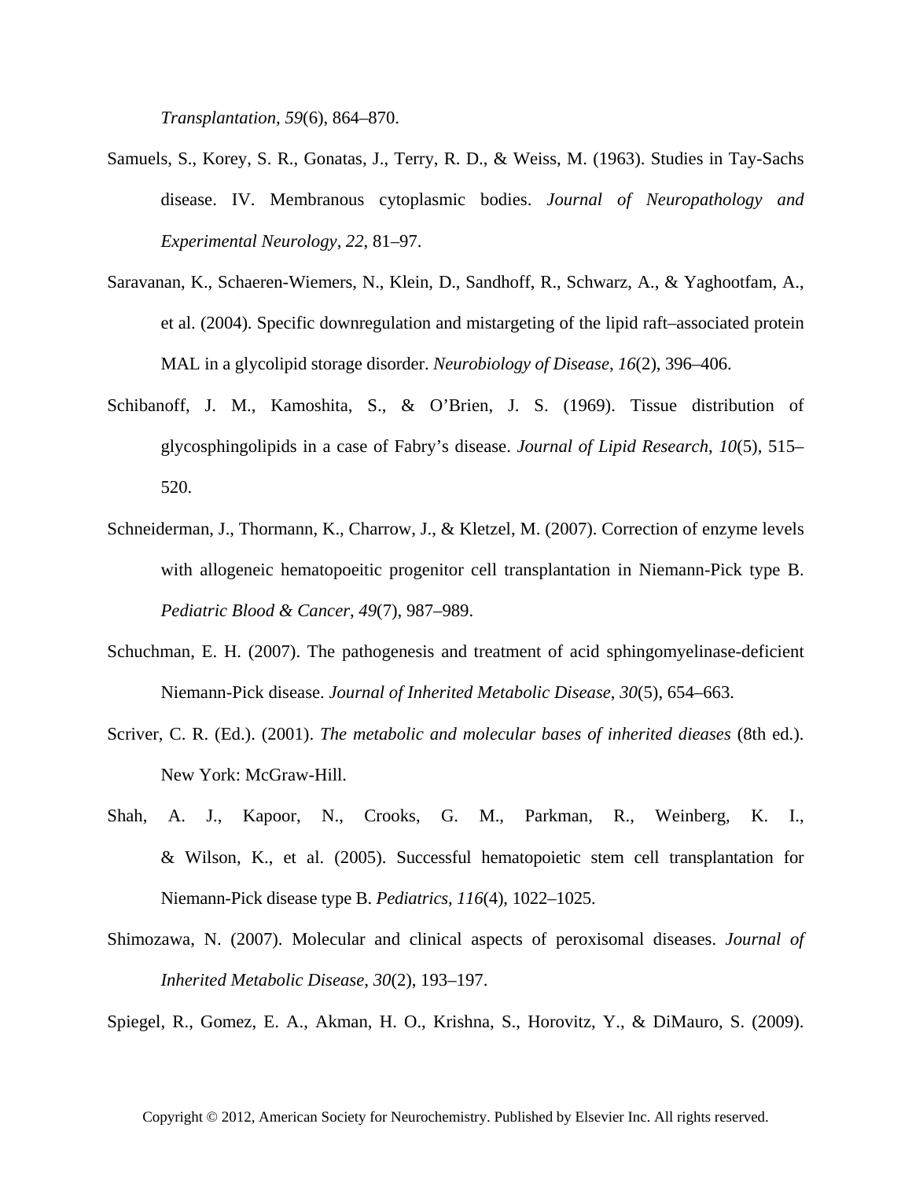*Transplantation*, *59*(6), 864–870.

Samuels, S., Korey, S. R., Gonatas, J., Terry, R. D., & Weiss, M. (1963). Studies in Tay-Sachs disease. IV. Membranous cytoplasmic bodies. *Journal of Neuropathology and Experimental Neurology*, *22*, 81–97.

Saravanan, K., Schaeren-Wiemers, N., Klein, D., Sandhoff, R., Schwarz, A., & Yaghootfam, A., et al. (2004). Specific downregulation and mistargeting of the lipid raft–associated protein MAL in a glycolipid storage disorder. *Neurobiology of Disease*, *16*(2), 396–406.

Schibanoff, J. M., Kamoshita, S., & O'Brien, J. S. (1969). Tissue distribution of glycosphingolipids in a case of Fabry's disease. *Journal of Lipid Research*, *10*(5), 515–520.

Schneiderman, J., Thormann, K., Charrow, J., & Kletzel, M. (2007). Correction of enzyme levels with allogeneic hematopoeitic progenitor cell transplantation in Niemann-Pick type B. *Pediatric Blood & Cancer*, *49*(7), 987–989.

Schuchman, E. H. (2007). The pathogenesis and treatment of acid sphingomyelinase-deficient Niemann-Pick disease. *Journal of Inherited Metabolic Disease*, *30*(5), 654–663.

Scriver, C. R. (Ed.). (2001). *The metabolic and molecular bases of inherited dieases* (8th ed.). New York: McGraw-Hill.

Shah, A. J., Kapoor, N., Crooks, G. M., Parkman, R., Weinberg, K. I., & Wilson, K., et al. (2005). Successful hematopoietic stem cell transplantation for Niemann-Pick disease type B. *Pediatrics*, *116*(4), 1022–1025.

Shimozawa, N. (2007). Molecular and clinical aspects of peroxisomal diseases. *Journal of Inherited Metabolic Disease*, *30*(2), 193–197.

Spiegel, R., Gomez, E. A., Akman, H. O., Krishna, S., Horovitz, Y., & DiMauro, S. (2009).

Copyright © 2012, American Society for Neurochemistry. Published by Elsevier Inc. All rights reserved.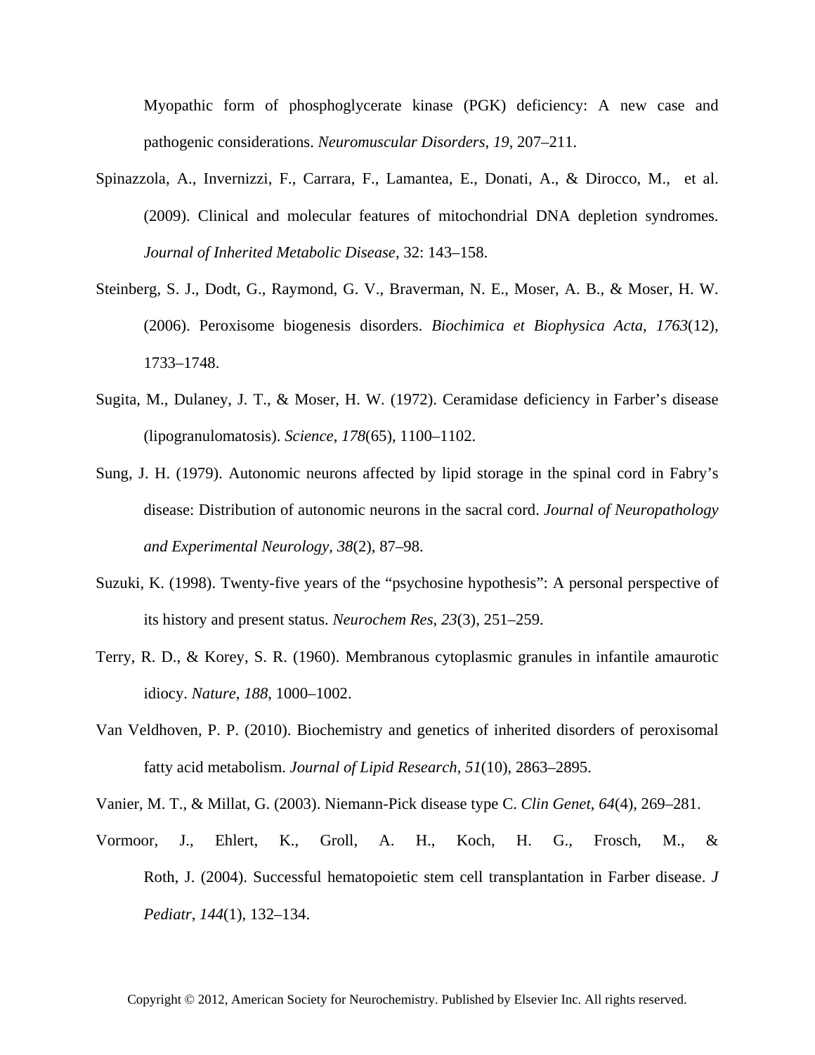Myopathic form of phosphoglycerate kinase (PGK) deficiency: A new case and pathogenic considerations. *Neuromuscular Disorders*, *19*, 207–211.

Spinazzola, A., Invernizzi, F., Carrara, F., Lamantea, E., Donati, A., & Dirocco, M., et al. (2009). Clinical and molecular features of mitochondrial DNA depletion syndromes. *Journal of Inherited Metabolic Disease*, 32: 143–158.

Steinberg, S. J., Dodt, G., Raymond, G. V., Braverman, N. E., Moser, A. B., & Moser, H. W. (2006). Peroxisome biogenesis disorders. *Biochimica et Biophysica Acta*, *1763*(12), 1733–1748.

Sugita, M., Dulaney, J. T., & Moser, H. W. (1972). Ceramidase deficiency in Farber's disease (lipogranulomatosis). *Science*, *178*(65), 1100–1102.

Sung, J. H. (1979). Autonomic neurons affected by lipid storage in the spinal cord in Fabry's disease: Distribution of autonomic neurons in the sacral cord. *Journal of Neuropathology and Experimental Neurology, 38*(2), 87–98.

Suzuki, K. (1998). Twenty-five years of the "psychosine hypothesis": A personal perspective of its history and present status. *Neurochem Res*, *23*(3), 251–259.

Terry, R. D., & Korey, S. R. (1960). Membranous cytoplasmic granules in infantile amaurotic idiocy. *Nature*, *188*, 1000–1002.

Van Veldhoven, P. P. (2010). Biochemistry and genetics of inherited disorders of peroxisomal fatty acid metabolism. *Journal of Lipid Research*, *51*(10), 2863–2895.

Vanier, M. T., & Millat, G. (2003). Niemann-Pick disease type C. *Clin Genet*, *64*(4), 269–281.

Vormoor, J., Ehlert, K., Groll, A. H., Koch, H. G., Frosch, M., & Roth, J. (2004). Successful hematopoietic stem cell transplantation in Farber disease. *J Pediatr*, *144*(1), 132–134.

Copyright © 2012, American Society for Neurochemistry. Published by Elsevier Inc. All rights reserved.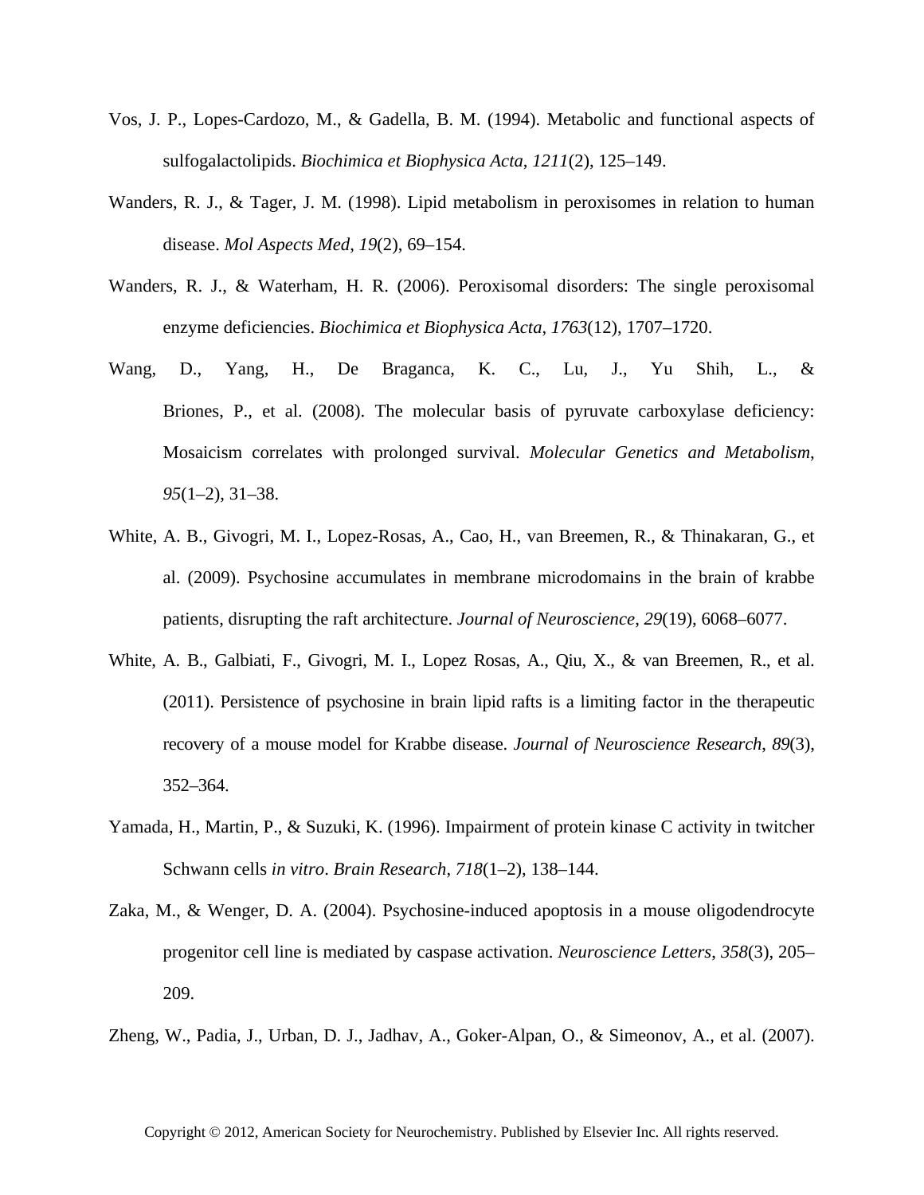Vos, J. P., Lopes-Cardozo, M., & Gadella, B. M. (1994). Metabolic and functional aspects of sulfogalactolipids. *Biochimica et Biophysica Acta*, *1211*(2), 125–149.

Wanders, R. J., & Tager, J. M. (1998). Lipid metabolism in peroxisomes in relation to human disease. *Mol Aspects Med*, *19*(2), 69–154.

Wanders, R. J., & Waterham, H. R. (2006). Peroxisomal disorders: The single peroxisomal enzyme deficiencies. *Biochimica et Biophysica Acta*, *1763*(12), 1707–1720.

Wang, D., Yang, H., De Braganca, K. C., Lu, J., Yu Shih, L., & Briones, P., et al. (2008). The molecular basis of pyruvate carboxylase deficiency: Mosaicism correlates with prolonged survival. *Molecular Genetics and Metabolism*, *95*(1–2), 31–38.

White, A. B., Givogri, M. I., Lopez-Rosas, A., Cao, H., van Breemen, R., & Thinakaran, G., et al. (2009). Psychosine accumulates in membrane microdomains in the brain of krabbe patients, disrupting the raft architecture. *Journal of Neuroscience*, *29*(19), 6068–6077.

White, A. B., Galbiati, F., Givogri, M. I., Lopez Rosas, A., Qiu, X., & van Breemen, R., et al. (2011). Persistence of psychosine in brain lipid rafts is a limiting factor in the therapeutic recovery of a mouse model for Krabbe disease. *Journal of Neuroscience Research*, *89*(3), 352–364.

Yamada, H., Martin, P., & Suzuki, K. (1996). Impairment of protein kinase C activity in twitcher Schwann cells *in vitro*. *Brain Research*, *718*(1–2), 138–144.

Zaka, M., & Wenger, D. A. (2004). Psychosine-induced apoptosis in a mouse oligodendrocyte progenitor cell line is mediated by caspase activation. *Neuroscience Letters*, *358*(3), 205–209.

Zheng, W., Padia, J., Urban, D. J., Jadhav, A., Goker-Alpan, O., & Simeonov, A., et al. (2007).

Copyright © 2012, American Society for Neurochemistry. Published by Elsevier Inc. All rights reserved.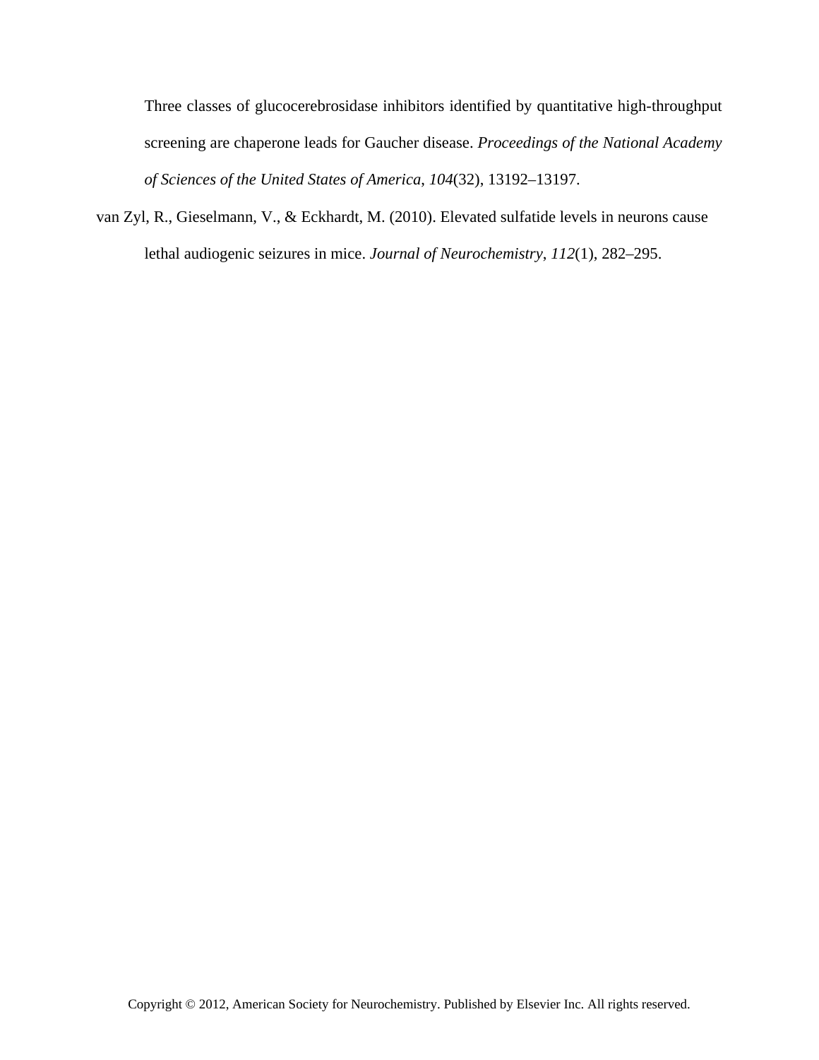Three classes of glucocerebrosidase inhibitors identified by quantitative high-throughput screening are chaperone leads for Gaucher disease. *Proceedings of the National Academy of Sciences of the United States of America*, *104*(32), 13192–13197.

van Zyl, R., Gieselmann, V., & Eckhardt, M. (2010). Elevated sulfatide levels in neurons cause lethal audiogenic seizures in mice. *Journal of Neurochemistry*, *112*(1), 282–295.